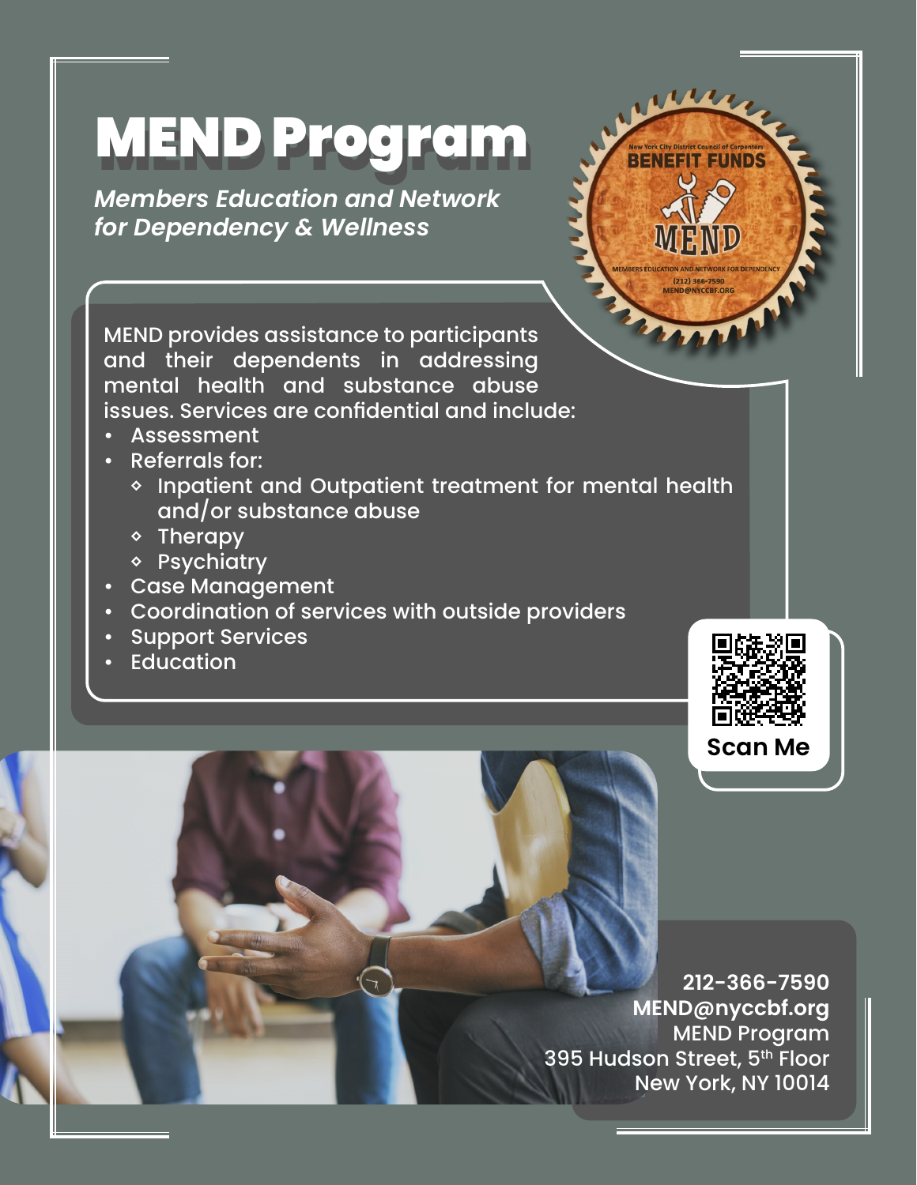# MEND Program

***Members Education and Network for Dependency & Wellness***

MEND provides assistance to participants and their dependents in addressing mental health and substance abuse issues. Services are confidential and include:

- Assessment
- Referrals for:
  - Inpatient and Outpatient treatment for mental health and/or substance abuse
  - Therapy
  - Psychiatry
- Case Management
- Coordination of services with outside providers
- Support Services
- Education

Scan Me

**212-366-7590**
**MEND@nyccbf.org**
MEND Program
395 Hudson Street, 5th Floor
New York, NY 10014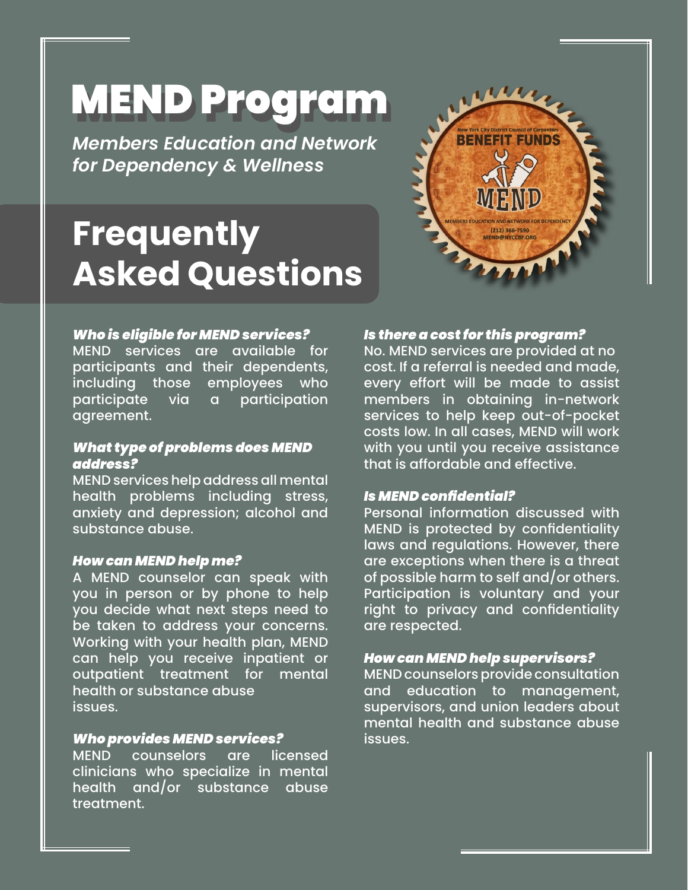# MEND Program

*Members Education and Network for Dependency & Wellness*

## Frequently Asked Questions

New York City District Council of Carpenters
BENEFIT FUNDS
MEND
MEMBERS EDUCATION AND NETWORK FOR DEPENDENCY
(212) 366-7590
MEND@NYCCBF.ORG

***Who is eligible for MEND services?***
MEND services are available for participants and their dependents, including those employees who participate via a participation agreement.

***What type of problems does MEND address?***
MEND services help address all mental health problems including stress, anxiety and depression; alcohol and substance abuse.

***How can MEND help me?***
A MEND counselor can speak with you in person or by phone to help you decide what next steps need to be taken to address your concerns. Working with your health plan, MEND can help you receive inpatient or outpatient treatment for mental health or substance abuse issues.

***Who provides MEND services?***
MEND counselors are licensed clinicians who specialize in mental health and/or substance abuse treatment.

***Is there a cost for this program?***
No. MEND services are provided at no cost. If a referral is needed and made, every effort will be made to assist members in obtaining in-network services to help keep out-of-pocket costs low. In all cases, MEND will work with you until you receive assistance that is affordable and effective.

***Is MEND confidential?***
Personal information discussed with MEND is protected by confidentiality laws and regulations. However, there are exceptions when there is a threat of possible harm to self and/or others. Participation is voluntary and your right to privacy and confidentiality are respected.

***How can MEND help supervisors?***
MEND counselors provide consultation and education to management, supervisors, and union leaders about mental health and substance abuse issues.